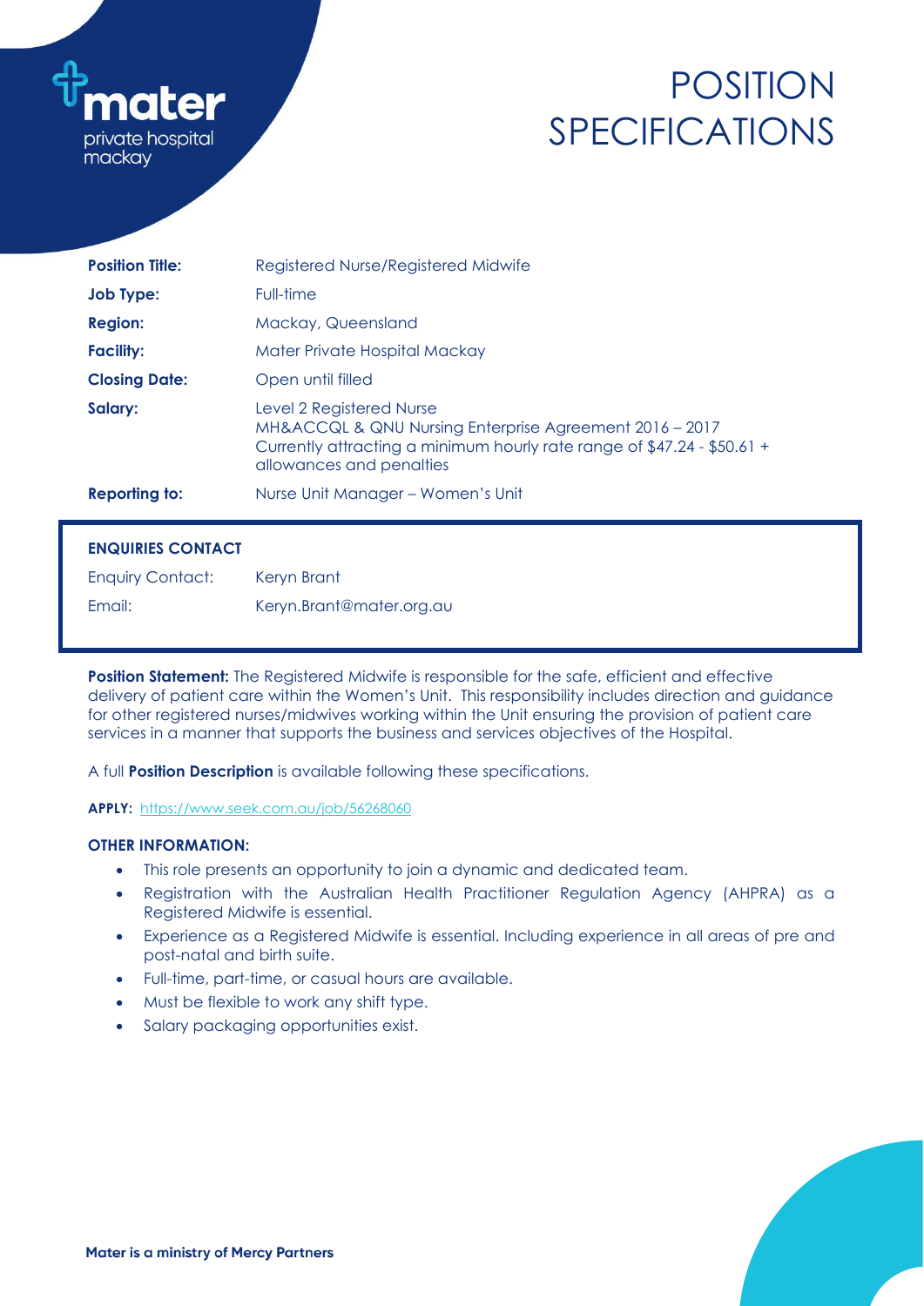mater private hospital mackay

# POSITION SPECIFICATIONS

| | |
|---|---|
| **Position Title:** | Registered Nurse/Registered Midwife |
| **Job Type:** | Full-time |
| **Region:** | Mackay, Queensland |
| **Facility:** | Mater Private Hospital Mackay |
| **Closing Date:** | Open until filled |
| **Salary:** | Level 2 Registered Nurse<br>MH&ACCQL & QNU Nursing Enterprise Agreement 2016 – 2017<br>Currently attracting a minimum hourly rate range of $47.24 - $50.61 + allowances and penalties |
| **Reporting to:** | Nurse Unit Manager – Women's Unit |

**ENQUIRIES CONTACT**

| | |
|---|---|
| Enquiry Contact: | Keryn Brant |
| Email: | Keryn.Brant@mater.org.au |

**Position Statement:** The Registered Midwife is responsible for the safe, efficient and effective delivery of patient care within the Women's Unit. This responsibility includes direction and guidance for other registered nurses/midwives working within the Unit ensuring the provision of patient care services in a manner that supports the business and services objectives of the Hospital.

A full **Position Description** is available following these specifications.

**APPLY:** https://www.seek.com.au/job/56268060

**OTHER INFORMATION:**

- This role presents an opportunity to join a dynamic and dedicated team.
- Registration with the Australian Health Practitioner Regulation Agency (AHPRA) as a Registered Midwife is essential.
- Experience as a Registered Midwife is essential. Including experience in all areas of pre and post-natal and birth suite.
- Full-time, part-time, or casual hours are available.
- Must be flexible to work any shift type.
- Salary packaging opportunities exist.

**Mater is a ministry of Mercy Partners**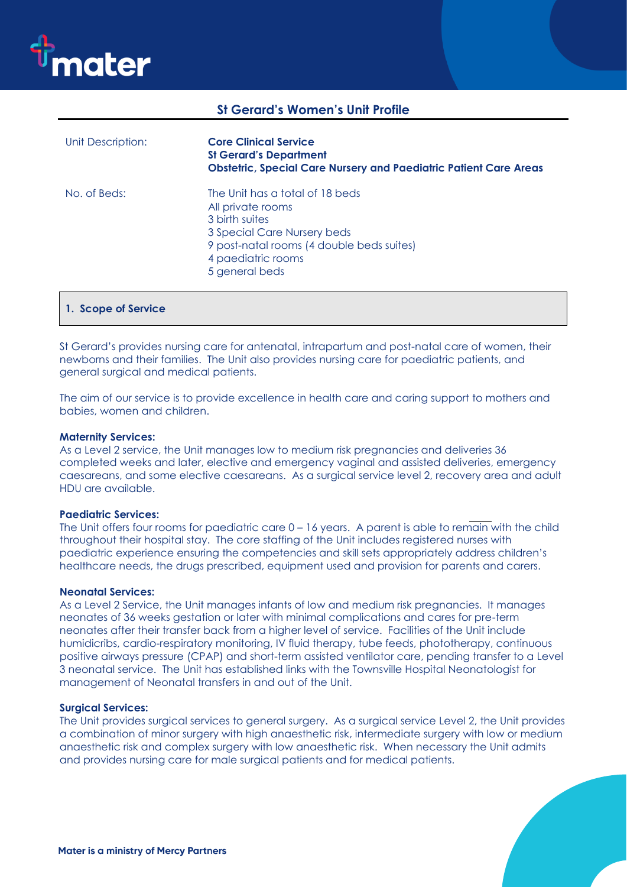## St Gerard's Women's Unit Profile

| | |
|---|---|
| Unit Description: | **Core Clinical Service**<br>**St Gerard's Department**<br>**Obstetric, Special Care Nursery and Paediatric Patient Care Areas** |
| No. of Beds: | The Unit has a total of 18 beds<br>All private rooms<br>3 birth suites<br>3 Special Care Nursery beds<br>9 post-natal rooms (4 double beds suites)<br>4 paediatric rooms<br>5 general beds |

### 1. Scope of Service

St Gerard's provides nursing care for antenatal, intrapartum and post-natal care of women, their newborns and their families. The Unit also provides nursing care for paediatric patients, and general surgical and medical patients.

The aim of our service is to provide excellence in health care and caring support to mothers and babies, women and children.

**Maternity Services:**
As a Level 2 service, the Unit manages low to medium risk pregnancies and deliveries 36 completed weeks and later, elective and emergency vaginal and assisted deliveries, emergency caesareans, and some elective caesareans. As a surgical service level 2, recovery area and adult HDU are available.

**Paediatric Services:**
The Unit offers four rooms for paediatric care 0 – 16 years. A parent is able to remain with the child throughout their hospital stay. The core staffing of the Unit includes registered nurses with paediatric experience ensuring the competencies and skill sets appropriately address children's healthcare needs, the drugs prescribed, equipment used and provision for parents and carers.

**Neonatal Services:**
As a Level 2 Service, the Unit manages infants of low and medium risk pregnancies. It manages neonates of 36 weeks gestation or later with minimal complications and cares for pre-term neonates after their transfer back from a higher level of service. Facilities of the Unit include humidicribs, cardio-respiratory monitoring, IV fluid therapy, tube feeds, phototherapy, continuous positive airways pressure (CPAP) and short-term assisted ventilator care, pending transfer to a Level 3 neonatal service. The Unit has established links with the Townsville Hospital Neonatologist for management of Neonatal transfers in and out of the Unit.

**Surgical Services:**
The Unit provides surgical services to general surgery. As a surgical service Level 2, the Unit provides a combination of minor surgery with high anaesthetic risk, intermediate surgery with low or medium anaesthetic risk and complex surgery with low anaesthetic risk. When necessary the Unit admits and provides nursing care for male surgical patients and for medical patients.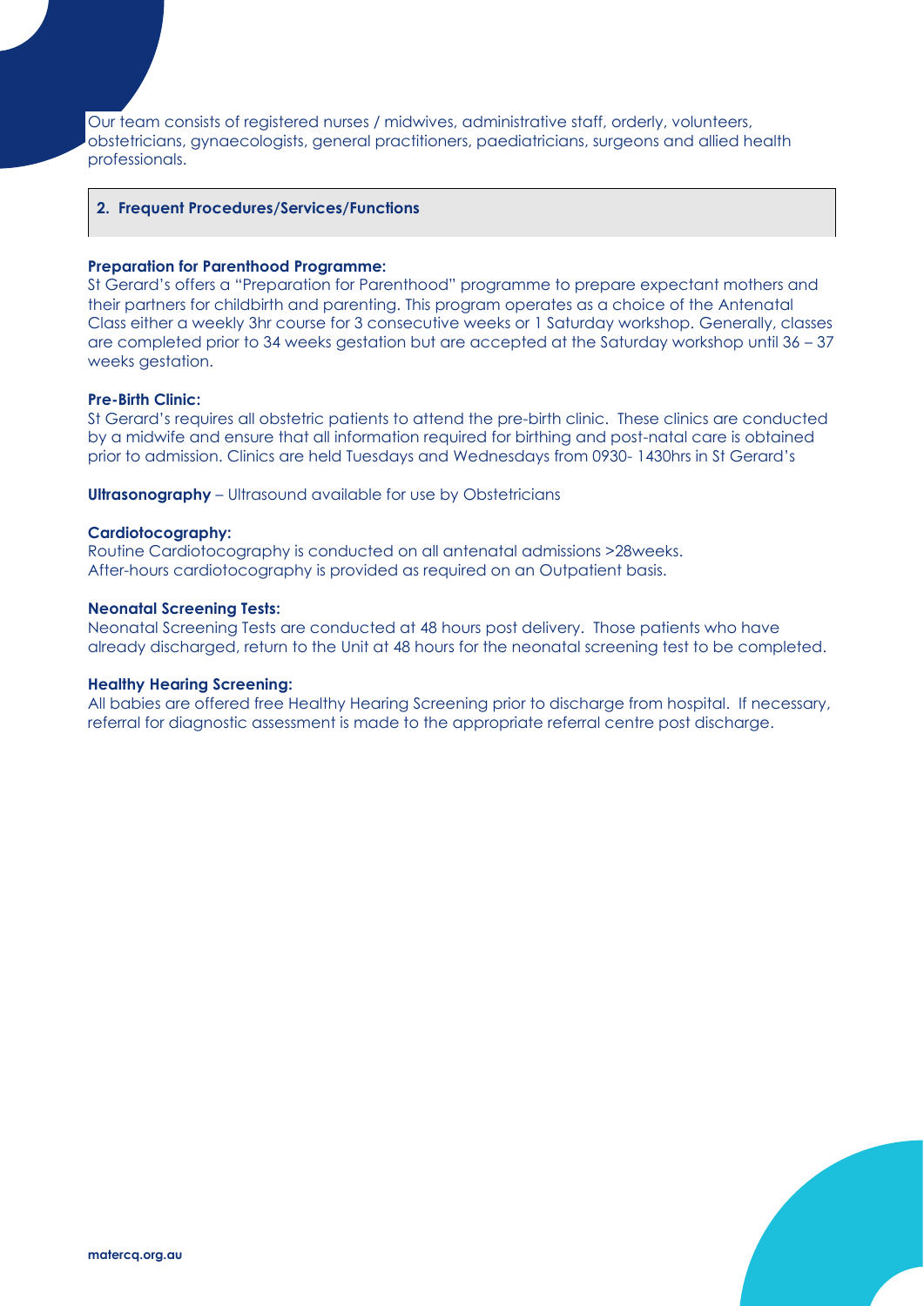Our team consists of registered nurses / midwives, administrative staff, orderly, volunteers, obstetricians, gynaecologists, general practitioners, paediatricians, surgeons and allied health professionals.

## 2. Frequent Procedures/Services/Functions

**Preparation for Parenthood Programme:**
St Gerard's offers a "Preparation for Parenthood" programme to prepare expectant mothers and their partners for childbirth and parenting. This program operates as a choice of the Antenatal Class either a weekly 3hr course for 3 consecutive weeks or 1 Saturday workshop. Generally, classes are completed prior to 34 weeks gestation but are accepted at the Saturday workshop until 36 – 37 weeks gestation.

**Pre-Birth Clinic:**
St Gerard's requires all obstetric patients to attend the pre-birth clinic. These clinics are conducted by a midwife and ensure that all information required for birthing and post-natal care is obtained prior to admission. Clinics are held Tuesdays and Wednesdays from 0930- 1430hrs in St Gerard's

**Ultrasonography** – Ultrasound available for use by Obstetricians

**Cardiotocography:**
Routine Cardiotocography is conducted on all antenatal admissions >28weeks.
After-hours cardiotocography is provided as required on an Outpatient basis.

**Neonatal Screening Tests:**
Neonatal Screening Tests are conducted at 48 hours post delivery. Those patients who have already discharged, return to the Unit at 48 hours for the neonatal screening test to be completed.

**Healthy Hearing Screening:**
All babies are offered free Healthy Hearing Screening prior to discharge from hospital. If necessary, referral for diagnostic assessment is made to the appropriate referral centre post discharge.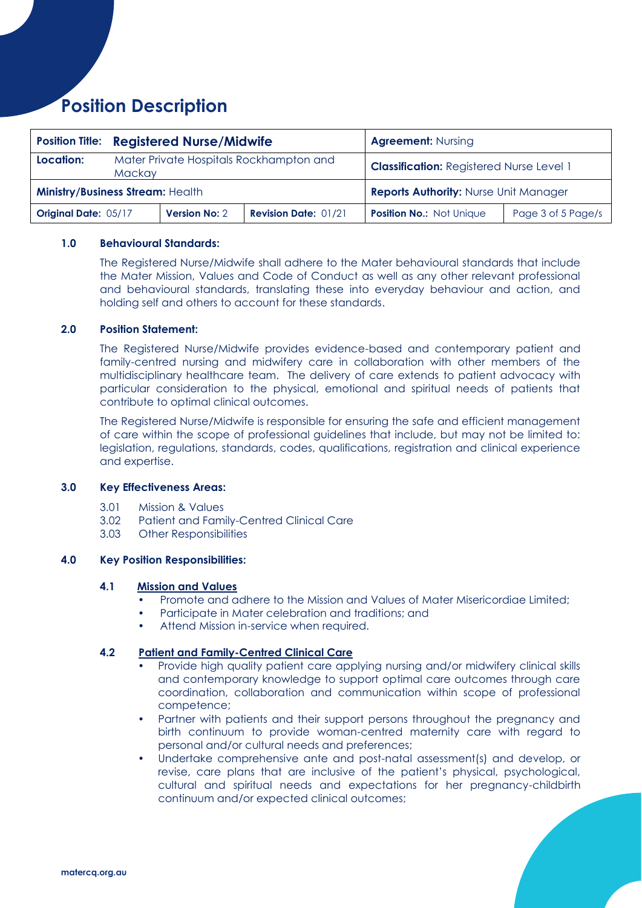# Position Description

| **Position Title:** **Registered Nurse/Midwife** | | | **Agreement:** Nursing | |
|---|---|---|---|---|
| **Location:** Mater Private Hospitals Rockhampton and Mackay | | | **Classification:** Registered Nurse Level 1 | |
| **Ministry/Business Stream:** Health | | | **Reports Authority:** Nurse Unit Manager | |
| **Original Date:** 05/17 | **Version No:** 2 | **Revision Date:** 01/21 | **Position No.:** Not Unique | Page 3 of 5 Page/s |

## 1.0 Behavioural Standards:

The Registered Nurse/Midwife shall adhere to the Mater behavioural standards that include the Mater Mission, Values and Code of Conduct as well as any other relevant professional and behavioural standards, translating these into everyday behaviour and action, and holding self and others to account for these standards.

## 2.0 Position Statement:

The Registered Nurse/Midwife provides evidence-based and contemporary patient and family-centred nursing and midwifery care in collaboration with other members of the multidisciplinary healthcare team. The delivery of care extends to patient advocacy with particular consideration to the physical, emotional and spiritual needs of patients that contribute to optimal clinical outcomes.

The Registered Nurse/Midwife is responsible for ensuring the safe and efficient management of care within the scope of professional guidelines that include, but may not be limited to: legislation, regulations, standards, codes, qualifications, registration and clinical experience and expertise.

## 3.0 Key Effectiveness Areas:

3.01 Mission & Values
3.02 Patient and Family-Centred Clinical Care
3.03 Other Responsibilities

## 4.0 Key Position Responsibilities:

### 4.1 Mission and Values

- Promote and adhere to the Mission and Values of Mater Misericordiae Limited;
- Participate in Mater celebration and traditions; and
- Attend Mission in-service when required.

### 4.2 Patient and Family-Centred Clinical Care

- Provide high quality patient care applying nursing and/or midwifery clinical skills and contemporary knowledge to support optimal care outcomes through care coordination, collaboration and communication within scope of professional competence;
- Partner with patients and their support persons throughout the pregnancy and birth continuum to provide woman-centred maternity care with regard to personal and/or cultural needs and preferences;
- Undertake comprehensive ante and post-natal assessment(s) and develop, or revise, care plans that are inclusive of the patient's physical, psychological, cultural and spiritual needs and expectations for her pregnancy-childbirth continuum and/or expected clinical outcomes;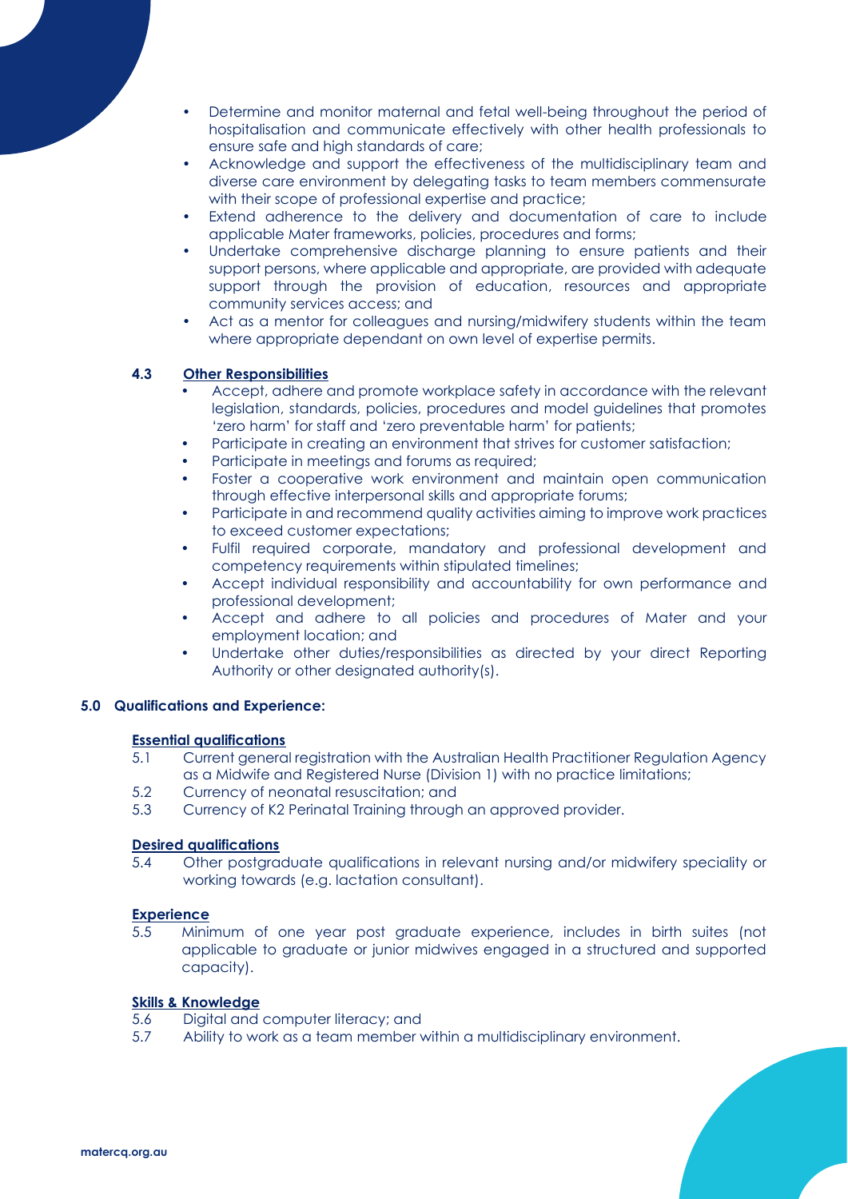- Determine and monitor maternal and fetal well-being throughout the period of hospitalisation and communicate effectively with other health professionals to ensure safe and high standards of care;
- Acknowledge and support the effectiveness of the multidisciplinary team and diverse care environment by delegating tasks to team members commensurate with their scope of professional expertise and practice;
- Extend adherence to the delivery and documentation of care to include applicable Mater frameworks, policies, procedures and forms;
- Undertake comprehensive discharge planning to ensure patients and their support persons, where applicable and appropriate, are provided with adequate support through the provision of education, resources and appropriate community services access; and
- Act as a mentor for colleagues and nursing/midwifery students within the team where appropriate dependant on own level of expertise permits.

### 4.3 Other Responsibilities

- Accept, adhere and promote workplace safety in accordance with the relevant legislation, standards, policies, procedures and model guidelines that promotes 'zero harm' for staff and 'zero preventable harm' for patients;
- Participate in creating an environment that strives for customer satisfaction;
- Participate in meetings and forums as required;
- Foster a cooperative work environment and maintain open communication through effective interpersonal skills and appropriate forums;
- Participate in and recommend quality activities aiming to improve work practices to exceed customer expectations;
- Fulfil required corporate, mandatory and professional development and competency requirements within stipulated timelines;
- Accept individual responsibility and accountability for own performance and professional development;
- Accept and adhere to all policies and procedures of Mater and your employment location; and
- Undertake other duties/responsibilities as directed by your direct Reporting Authority or other designated authority(s).

## 5.0 Qualifications and Experience:

**Essential qualifications**

5.1 Current general registration with the Australian Health Practitioner Regulation Agency as a Midwife and Registered Nurse (Division 1) with no practice limitations;

5.2 Currency of neonatal resuscitation; and

5.3 Currency of K2 Perinatal Training through an approved provider.

**Desired qualifications**

5.4 Other postgraduate qualifications in relevant nursing and/or midwifery speciality or working towards (e.g. lactation consultant).

**Experience**

5.5 Minimum of one year post graduate experience, includes in birth suites (not applicable to graduate or junior midwives engaged in a structured and supported capacity).

**Skills & Knowledge**

5.6 Digital and computer literacy; and

5.7 Ability to work as a team member within a multidisciplinary environment.